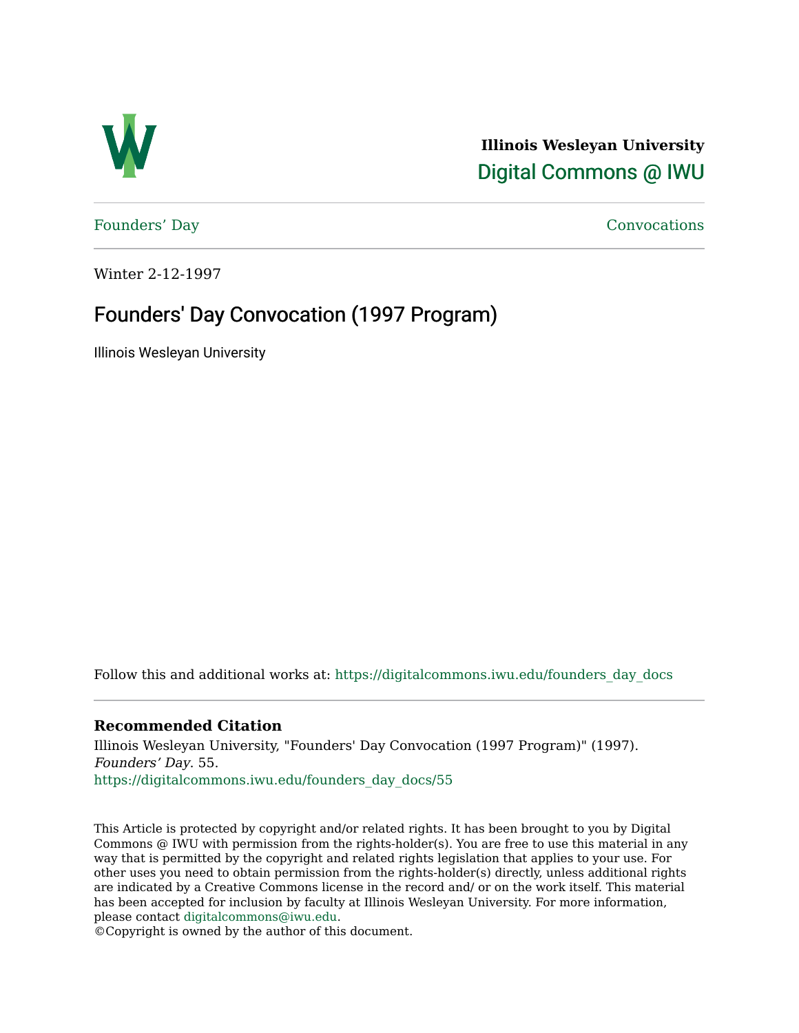**Illinois Wesleyan University**

Digital Commons @ IWU

Founders' Day | Convocations

Winter 2-12-1997

# Founders' Day Convocation (1997 Program)

Illinois Wesleyan University

Follow this and additional works at: https://digitalcommons.iwu.edu/founders_day_docs

### Recommended Citation

Illinois Wesleyan University, "Founders' Day Convocation (1997 Program)" (1997). *Founders' Day*. 55.
https://digitalcommons.iwu.edu/founders_day_docs/55

This Article is protected by copyright and/or related rights. It has been brought to you by Digital Commons @ IWU with permission from the rights-holder(s). You are free to use this material in any way that is permitted by the copyright and related rights legislation that applies to your use. For other uses you need to obtain permission from the rights-holder(s) directly, unless additional rights are indicated by a Creative Commons license in the record and/ or on the work itself. This material has been accepted for inclusion by faculty at Illinois Wesleyan University. For more information, please contact digitalcommons@iwu.edu.
©Copyright is owned by the author of this document.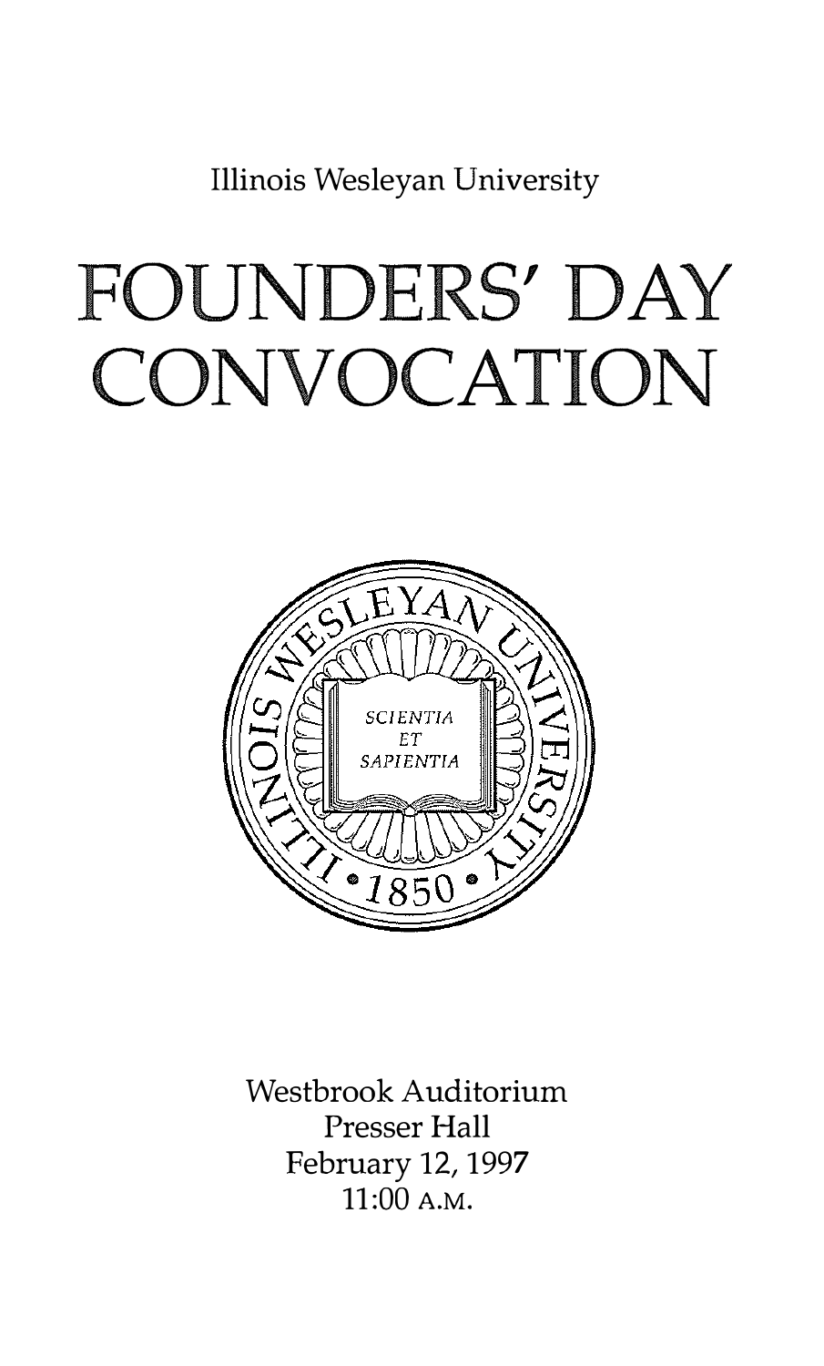Illinois Wesleyan University

# FOUNDERS' DAY CONVOCATION

ILLINOIS WESLEYAN UNIVERSITY

SCIENTIA ET SAPIENTIA

1850

Westbrook Auditorium
Presser Hall
February 12, 1997
11:00 A.M.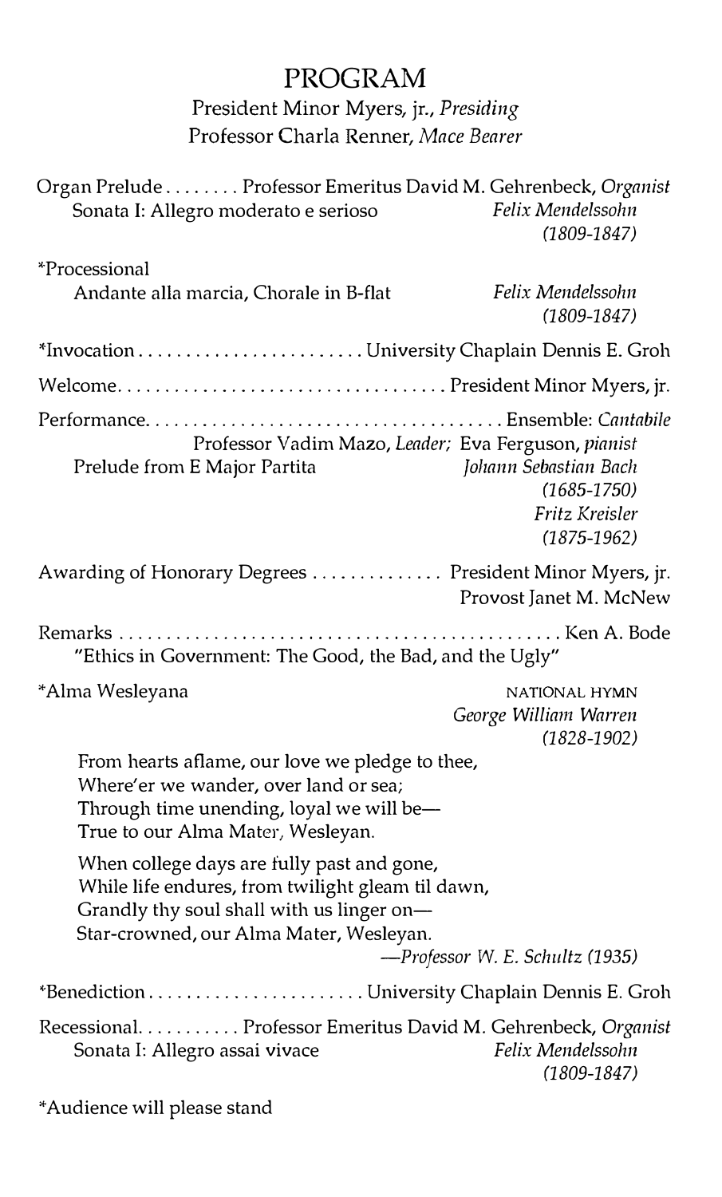# PROGRAM

President Minor Myers, jr., *Presiding*
Professor Charla Renner, *Mace Bearer*

Organ Prelude........ Professor Emeritus David M. Gehrenbeck, *Organist*
Sonata I: Allegro moderato e serioso — *Felix Mendelssohn (1809-1847)*

*Processional
Andante alla marcia, Chorale in B-flat — *Felix Mendelssohn (1809-1847)*

*Invocation........................ University Chaplain Dennis E. Groh

Welcome.................................. President Minor Myers, jr.

Performance...................................... Ensemble: *Cantabile*
Professor Vadim Mazo, *Leader;* Eva Ferguson, *pianist*
Prelude from E Major Partita — *Johann Sebastian Bach (1685-1750)*, *Fritz Kreisler (1875-1962)*

Awarding of Honorary Degrees .............. President Minor Myers, jr.
Provost Janet M. McNew

Remarks ............................................... Ken A. Bode
"Ethics in Government: The Good, the Bad, and the Ugly"

*Alma Wesleyana — NATIONAL HYMN
*George William Warren (1828-1902)*

From hearts aflame, our love we pledge to thee,
Where'er we wander, over land or sea;
Through time unending, loyal we will be—
True to our Alma Mater, Wesleyan.

When college days are fully past and gone,
While life endures, from twilight gleam til dawn,
Grandly thy soul shall with us linger on—
Star-crowned, our Alma Mater, Wesleyan.

*—Professor W. E. Schultz (1935)*

*Benediction........................ University Chaplain Dennis E. Groh

Recessional........... Professor Emeritus David M. Gehrenbeck, *Organist*
Sonata I: Allegro assai vivace — *Felix Mendelssohn (1809-1847)*

*Audience will please stand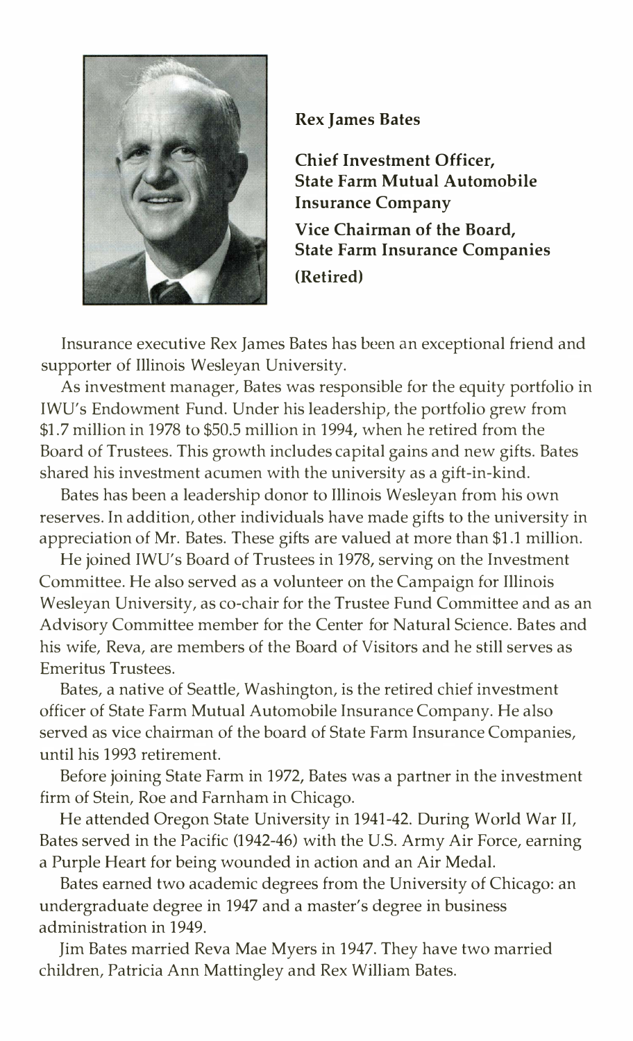**Rex James Bates**

**Chief Investment Officer,**
**State Farm Mutual Automobile Insurance Company**

**Vice Chairman of the Board,**
**State Farm Insurance Companies**

**(Retired)**

Insurance executive Rex James Bates has been an exceptional friend and supporter of Illinois Wesleyan University.

As investment manager, Bates was responsible for the equity portfolio in IWU's Endowment Fund. Under his leadership, the portfolio grew from $1.7 million in 1978 to $50.5 million in 1994, when he retired from the Board of Trustees. This growth includes capital gains and new gifts. Bates shared his investment acumen with the university as a gift-in-kind.

Bates has been a leadership donor to Illinois Wesleyan from his own reserves. In addition, other individuals have made gifts to the university in appreciation of Mr. Bates. These gifts are valued at more than $1.1 million.

He joined IWU's Board of Trustees in 1978, serving on the Investment Committee. He also served as a volunteer on the Campaign for Illinois Wesleyan University, as co-chair for the Trustee Fund Committee and as an Advisory Committee member for the Center for Natural Science. Bates and his wife, Reva, are members of the Board of Visitors and he still serves as Emeritus Trustees.

Bates, a native of Seattle, Washington, is the retired chief investment officer of State Farm Mutual Automobile Insurance Company. He also served as vice chairman of the board of State Farm Insurance Companies, until his 1993 retirement.

Before joining State Farm in 1972, Bates was a partner in the investment firm of Stein, Roe and Farnham in Chicago.

He attended Oregon State University in 1941-42. During World War II, Bates served in the Pacific (1942-46) with the U.S. Army Air Force, earning a Purple Heart for being wounded in action and an Air Medal.

Bates earned two academic degrees from the University of Chicago: an undergraduate degree in 1947 and a master's degree in business administration in 1949.

Jim Bates married Reva Mae Myers in 1947. They have two married children, Patricia Ann Mattingley and Rex William Bates.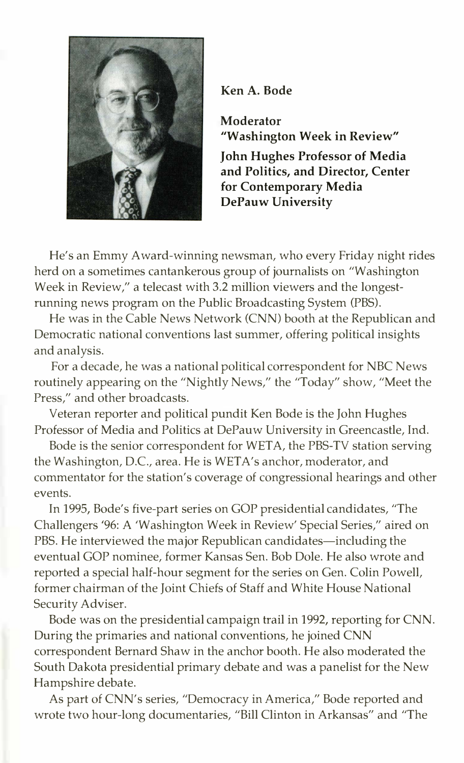**Ken A. Bode**

**Moderator**
**"Washington Week in Review"**

**John Hughes Professor of Media and Politics, and Director, Center for Contemporary Media**
**DePauw University**

He's an Emmy Award-winning newsman, who every Friday night rides herd on a sometimes cantankerous group of journalists on "Washington Week in Review," a telecast with 3.2 million viewers and the longest-running news program on the Public Broadcasting System (PBS).

He was in the Cable News Network (CNN) booth at the Republican and Democratic national conventions last summer, offering political insights and analysis.

For a decade, he was a national political correspondent for NBC News routinely appearing on the "Nightly News," the "Today" show, "Meet the Press," and other broadcasts.

Veteran reporter and political pundit Ken Bode is the John Hughes Professor of Media and Politics at DePauw University in Greencastle, Ind.

Bode is the senior correspondent for WETA, the PBS-TV station serving the Washington, D.C., area. He is WETA's anchor, moderator, and commentator for the station's coverage of congressional hearings and other events.

In 1995, Bode's five-part series on GOP presidential candidates, "The Challengers '96: A 'Washington Week in Review' Special Series," aired on PBS. He interviewed the major Republican candidates—including the eventual GOP nominee, former Kansas Sen. Bob Dole. He also wrote and reported a special half-hour segment for the series on Gen. Colin Powell, former chairman of the Joint Chiefs of Staff and White House National Security Adviser.

Bode was on the presidential campaign trail in 1992, reporting for CNN. During the primaries and national conventions, he joined CNN correspondent Bernard Shaw in the anchor booth. He also moderated the South Dakota presidential primary debate and was a panelist for the New Hampshire debate.

As part of CNN's series, "Democracy in America," Bode reported and wrote two hour-long documentaries, "Bill Clinton in Arkansas" and "The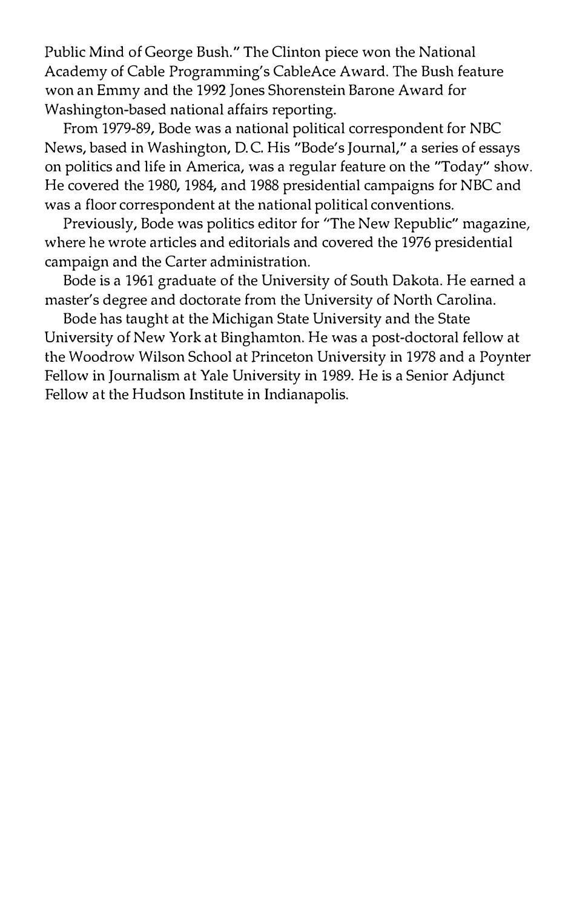Public Mind of George Bush." The Clinton piece won the National Academy of Cable Programming's CableAce Award. The Bush feature won an Emmy and the 1992 Jones Shorenstein Barone Award for Washington-based national affairs reporting.

From 1979-89, Bode was a national political correspondent for NBC News, based in Washington, D.C. His "Bode's Journal," a series of essays on politics and life in America, was a regular feature on the "Today" show. He covered the 1980, 1984, and 1988 presidential campaigns for NBC and was a floor correspondent at the national political conventions.

Previously, Bode was politics editor for "The New Republic" magazine, where he wrote articles and editorials and covered the 1976 presidential campaign and the Carter administration.

Bode is a 1961 graduate of the University of South Dakota. He earned a master's degree and doctorate from the University of North Carolina.

Bode has taught at the Michigan State University and the State University of New York at Binghamton. He was a post-doctoral fellow at the Woodrow Wilson School at Princeton University in 1978 and a Poynter Fellow in Journalism at Yale University in 1989. He is a Senior Adjunct Fellow at the Hudson Institute in Indianapolis.